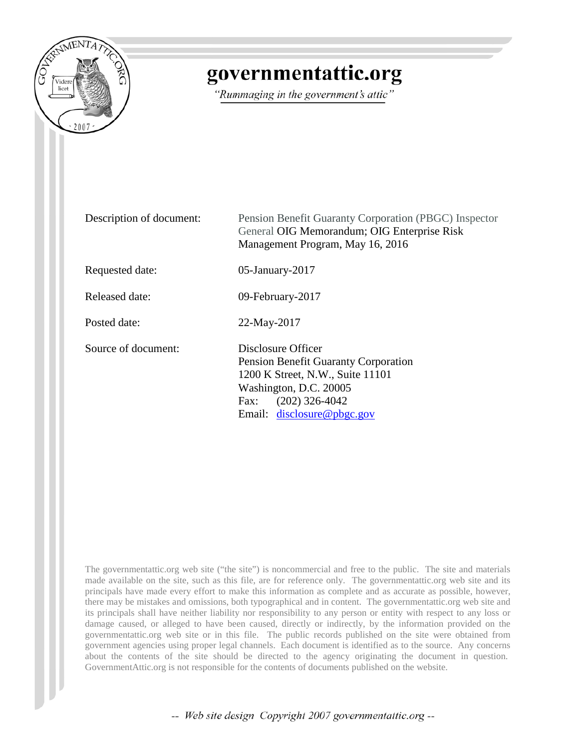# governmentattic.org

*"Rummaging in the government's attic"*

| | |
|---|---|
| Description of document: | Pension Benefit Guaranty Corporation (PBGC) Inspector General OIG Memorandum; OIG Enterprise Risk Management Program, May 16, 2016 |
| Requested date: | 05-January-2017 |
| Released date: | 09-February-2017 |
| Posted date: | 22-May-2017 |
| Source of document: | Disclosure Officer<br>Pension Benefit Guaranty Corporation<br>1200 K Street, N.W., Suite 11101<br>Washington, D.C. 20005<br>Fax: (202) 326-4042<br>Email: disclosure@pbgc.gov |

The governmentattic.org web site ("the site") is noncommercial and free to the public. The site and materials made available on the site, such as this file, are for reference only. The governmentattic.org web site and its principals have made every effort to make this information as complete and as accurate as possible, however, there may be mistakes and omissions, both typographical and in content. The governmentattic.org web site and its principals shall have neither liability nor responsibility to any person or entity with respect to any loss or damage caused, or alleged to have been caused, directly or indirectly, by the information provided on the governmentattic.org web site or in this file. The public records published on the site were obtained from government agencies using proper legal channels. Each document is identified as to the source. Any concerns about the contents of the site should be directed to the agency originating the document in question. GovernmentAttic.org is not responsible for the contents of documents published on the website.

-- Web site design Copyright 2007 governmentattic.org --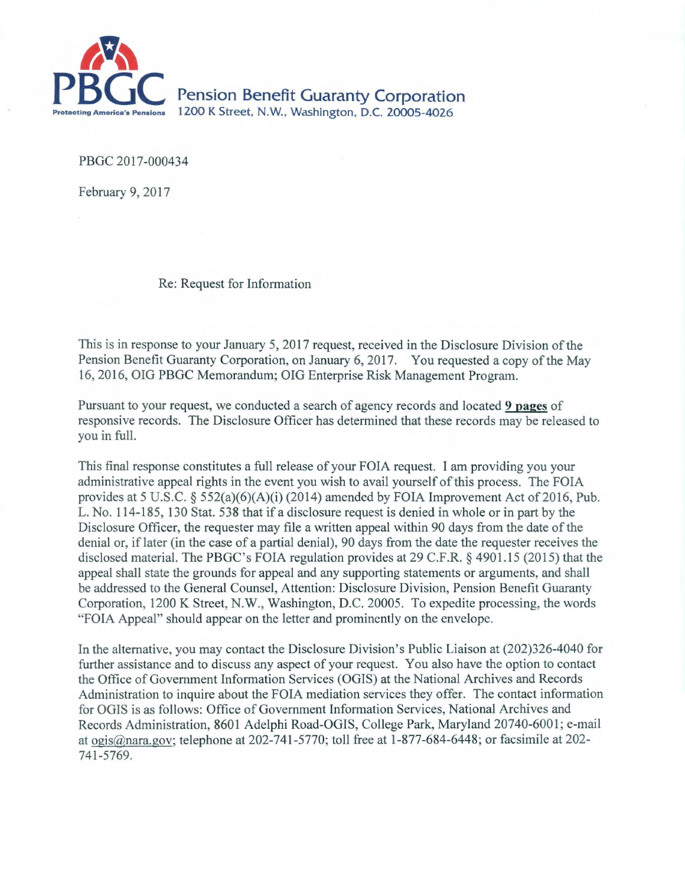**PBGC** Pension Benefit Guaranty Corporation
Protecting America's Pensions 1200 K Street, N.W., Washington, D.C. 20005-4026

PBGC 2017-000434

February 9, 2017

Re: Request for Information

This is in response to your January 5, 2017 request, received in the Disclosure Division of the Pension Benefit Guaranty Corporation, on January 6, 2017. You requested a copy of the May 16, 2016, OIG PBGC Memorandum; OIG Enterprise Risk Management Program.

Pursuant to your request, we conducted a search of agency records and located **9 pages** of responsive records. The Disclosure Officer has determined that these records may be released to you in full.

This final response constitutes a full release of your FOIA request. I am providing you your administrative appeal rights in the event you wish to avail yourself of this process. The FOIA provides at 5 U.S.C. § 552(a)(6)(A)(i) (2014) amended by FOIA Improvement Act of 2016, Pub. L. No. 114-185, 130 Stat. 538 that if a disclosure request is denied in whole or in part by the Disclosure Officer, the requester may file a written appeal within 90 days from the date of the denial or, if later (in the case of a partial denial), 90 days from the date the requester receives the disclosed material. The PBGC's FOIA regulation provides at 29 C.F.R. § 4901.15 (2015) that the appeal shall state the grounds for appeal and any supporting statements or arguments, and shall be addressed to the General Counsel, Attention: Disclosure Division, Pension Benefit Guaranty Corporation, 1200 K Street, N.W., Washington, D.C. 20005. To expedite processing, the words "FOIA Appeal" should appear on the letter and prominently on the envelope.

In the alternative, you may contact the Disclosure Division's Public Liaison at (202)326-4040 for further assistance and to discuss any aspect of your request. You also have the option to contact the Office of Government Information Services (OGIS) at the National Archives and Records Administration to inquire about the FOIA mediation services they offer. The contact information for OGIS is as follows: Office of Government Information Services, National Archives and Records Administration, 8601 Adelphi Road-OGIS, College Park, Maryland 20740-6001; e-mail at ogis@nara.gov; telephone at 202-741-5770; toll free at 1-877-684-6448; or facsimile at 202-741-5769.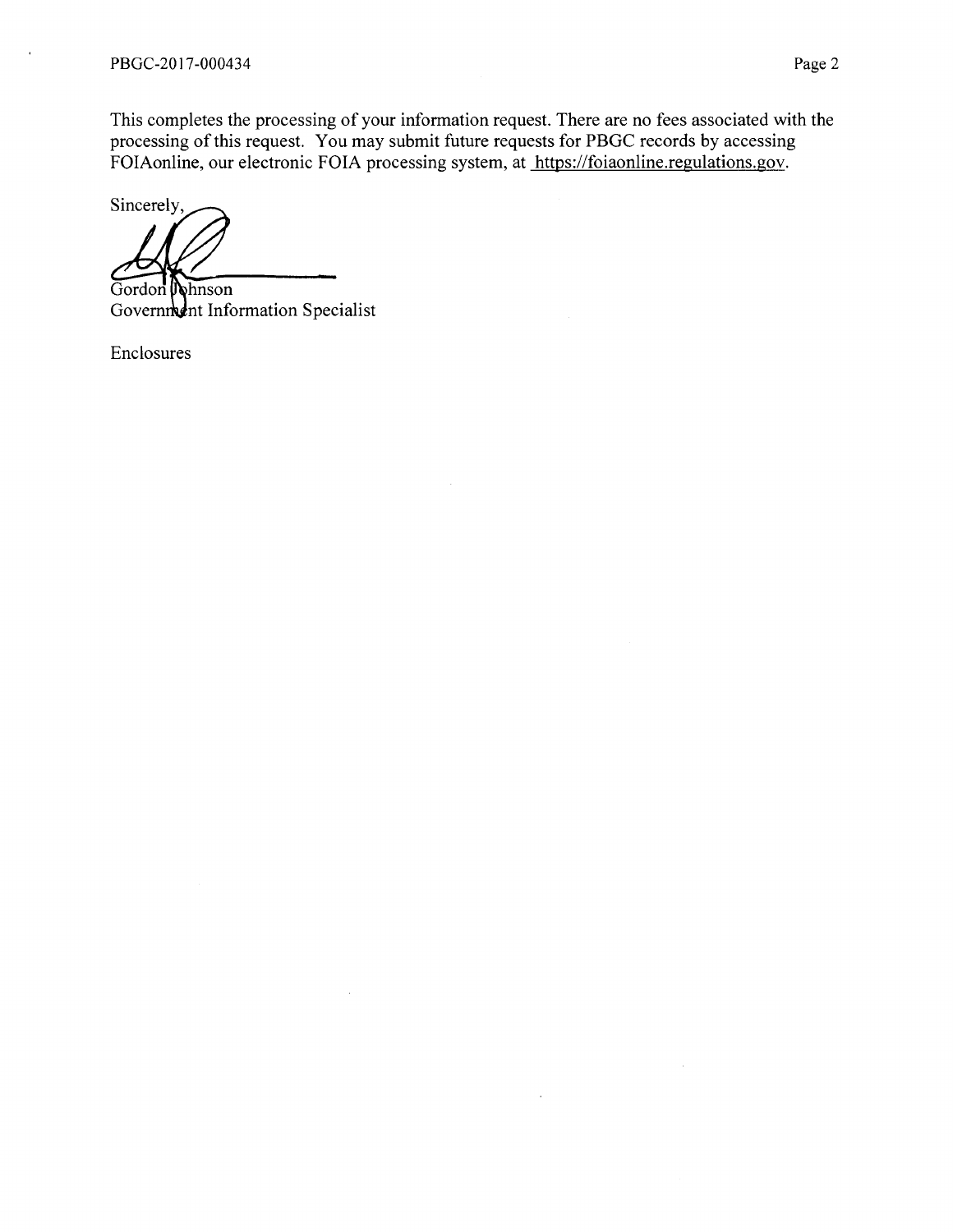This completes the processing of your information request. There are no fees associated with the processing of this request. You may submit future requests for PBGC records by accessing FOIAonline, our electronic FOIA processing system, at https://foiaonline.regulations.gov.

Sincerely,

Gordon Johnson
Government Information Specialist

Enclosures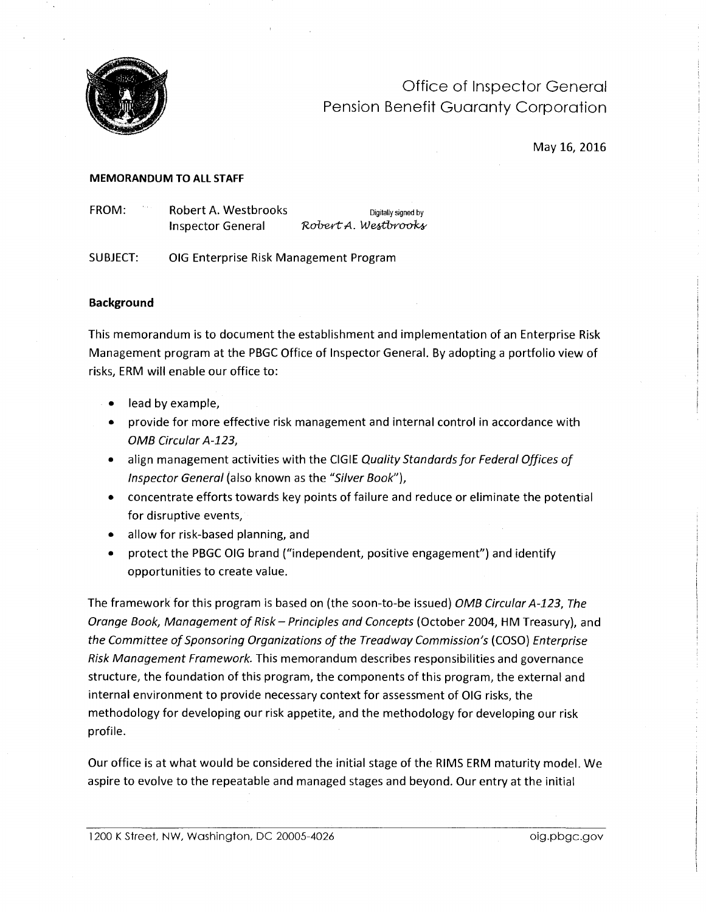Office of Inspector General
Pension Benefit Guaranty Corporation

May 16, 2016

**MEMORANDUM TO ALL STAFF**

FROM: Robert A. Westbrooks, Inspector General — Digitally signed by Robert A. Westbrooks

SUBJECT: OIG Enterprise Risk Management Program

**Background**

This memorandum is to document the establishment and implementation of an Enterprise Risk Management program at the PBGC Office of Inspector General. By adopting a portfolio view of risks, ERM will enable our office to:

- lead by example,
- provide for more effective risk management and internal control in accordance with *OMB Circular A-123,*
- align management activities with the CIGIE *Quality Standards for Federal Offices of Inspector General* (also known as the "*Silver Book*"),
- concentrate efforts towards key points of failure and reduce or eliminate the potential for disruptive events,
- allow for risk-based planning, and
- protect the PBGC OIG brand ("independent, positive engagement") and identify opportunities to create value.

The framework for this program is based on (the soon-to-be issued) *OMB Circular A-123, The Orange Book, Management of Risk – Principles and Concepts* (October 2004, HM Treasury), and *the Committee of Sponsoring Organizations of the Treadway Commission's* (COSO) *Enterprise Risk Management Framework.* This memorandum describes responsibilities and governance structure, the foundation of this program, the components of this program, the external and internal environment to provide necessary context for assessment of OIG risks, the methodology for developing our risk appetite, and the methodology for developing our risk profile.

Our office is at what would be considered the initial stage of the RIMS ERM maturity model. We aspire to evolve to the repeatable and managed stages and beyond. Our entry at the initial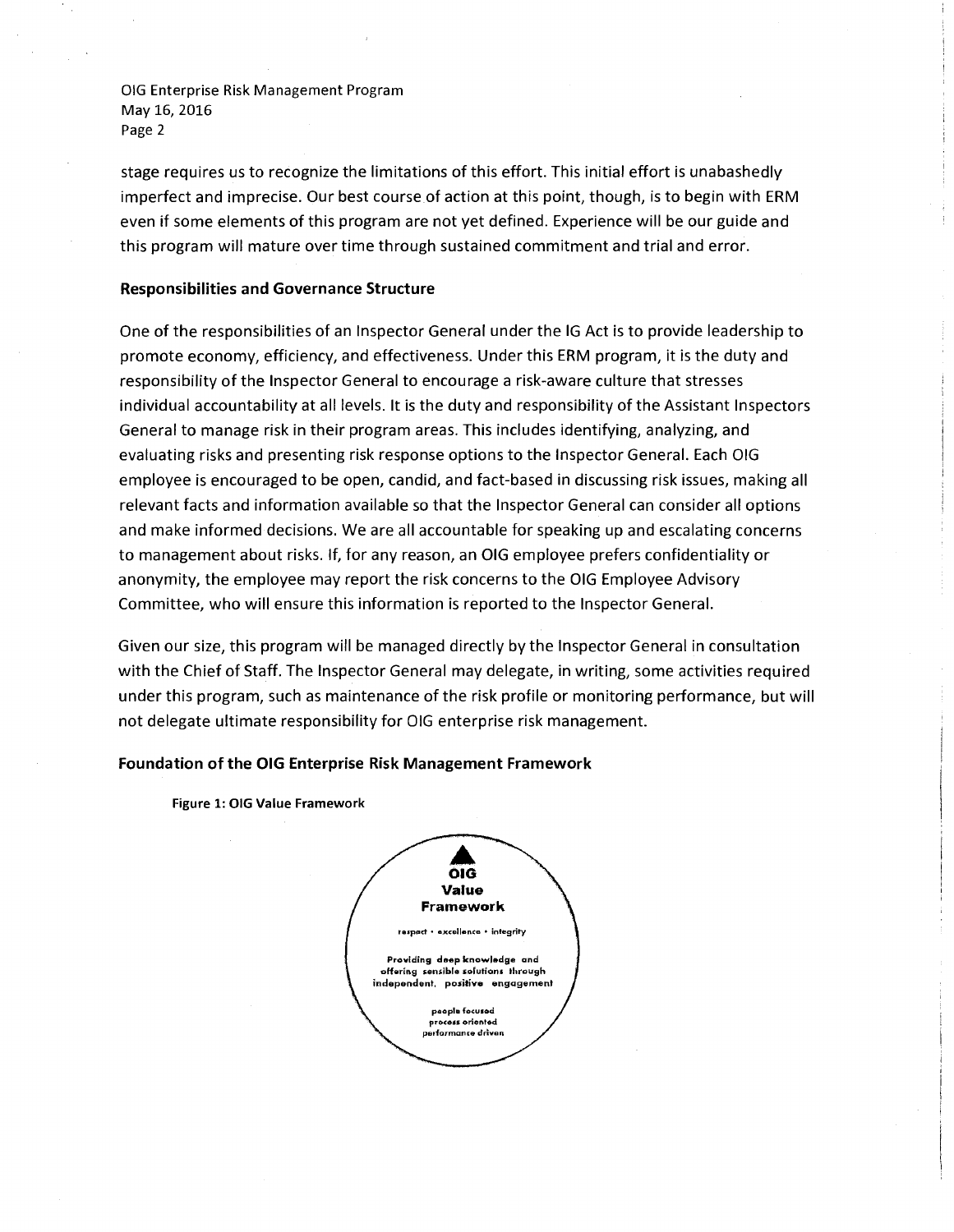stage requires us to recognize the limitations of this effort. This initial effort is unabashedly imperfect and imprecise. Our best course of action at this point, though, is to begin with ERM even if some elements of this program are not yet defined. Experience will be our guide and this program will mature over time through sustained commitment and trial and error.

**Responsibilities and Governance Structure**

One of the responsibilities of an Inspector General under the IG Act is to provide leadership to promote economy, efficiency, and effectiveness. Under this ERM program, it is the duty and responsibility of the Inspector General to encourage a risk-aware culture that stresses individual accountability at all levels. It is the duty and responsibility of the Assistant Inspectors General to manage risk in their program areas. This includes identifying, analyzing, and evaluating risks and presenting risk response options to the Inspector General. Each OIG employee is encouraged to be open, candid, and fact-based in discussing risk issues, making all relevant facts and information available so that the Inspector General can consider all options and make informed decisions. We are all accountable for speaking up and escalating concerns to management about risks. If, for any reason, an OIG employee prefers confidentiality or anonymity, the employee may report the risk concerns to the OIG Employee Advisory Committee, who will ensure this information is reported to the Inspector General.

Given our size, this program will be managed directly by the Inspector General in consultation with the Chief of Staff. The Inspector General may delegate, in writing, some activities required under this program, such as maintenance of the risk profile or monitoring performance, but will not delegate ultimate responsibility for OIG enterprise risk management.

**Foundation of the OIG Enterprise Risk Management Framework**

**Figure 1: OIG Value Framework**

**OIG Value Framework**

respect • excellence • integrity

Providing deep knowledge and offering sensible solutions through independent, positive engagement

people focused
process oriented
performance driven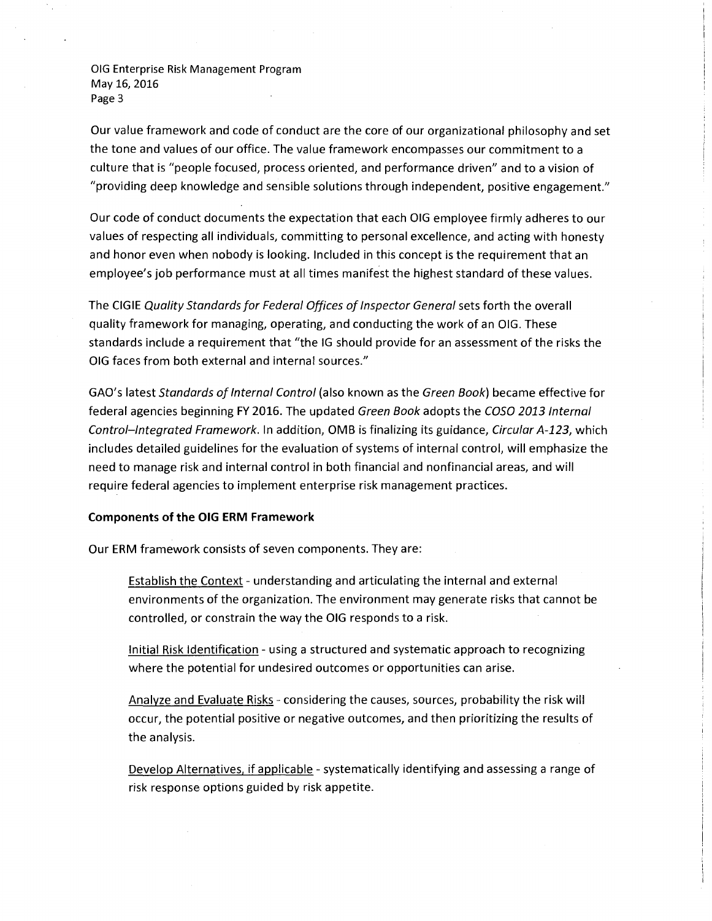Our value framework and code of conduct are the core of our organizational philosophy and set the tone and values of our office. The value framework encompasses our commitment to a culture that is "people focused, process oriented, and performance driven" and to a vision of "providing deep knowledge and sensible solutions through independent, positive engagement."

Our code of conduct documents the expectation that each OIG employee firmly adheres to our values of respecting all individuals, committing to personal excellence, and acting with honesty and honor even when nobody is looking. Included in this concept is the requirement that an employee's job performance must at all times manifest the highest standard of these values.

The CIGIE *Quality Standards for Federal Offices of Inspector General* sets forth the overall quality framework for managing, operating, and conducting the work of an OIG. These standards include a requirement that "the IG should provide for an assessment of the risks the OIG faces from both external and internal sources."

GAO's latest *Standards of Internal Control* (also known as the *Green Book*) became effective for federal agencies beginning FY 2016. The updated *Green Book* adopts the *COSO 2013 Internal Control–Integrated Framework*. In addition, OMB is finalizing its guidance, *Circular A-123*, which includes detailed guidelines for the evaluation of systems of internal control, will emphasize the need to manage risk and internal control in both financial and nonfinancial areas, and will require federal agencies to implement enterprise risk management practices.

**Components of the OIG ERM Framework**

Our ERM framework consists of seven components. They are:

> <u>Establish the Context</u> - understanding and articulating the internal and external environments of the organization. The environment may generate risks that cannot be controlled, or constrain the way the OIG responds to a risk.
>
> <u>Initial Risk Identification</u> - using a structured and systematic approach to recognizing where the potential for undesired outcomes or opportunities can arise.
>
> <u>Analyze and Evaluate Risks</u> - considering the causes, sources, probability the risk will occur, the potential positive or negative outcomes, and then prioritizing the results of the analysis.
>
> <u>Develop Alternatives, if applicable</u> - systematically identifying and assessing a range of risk response options guided by risk appetite.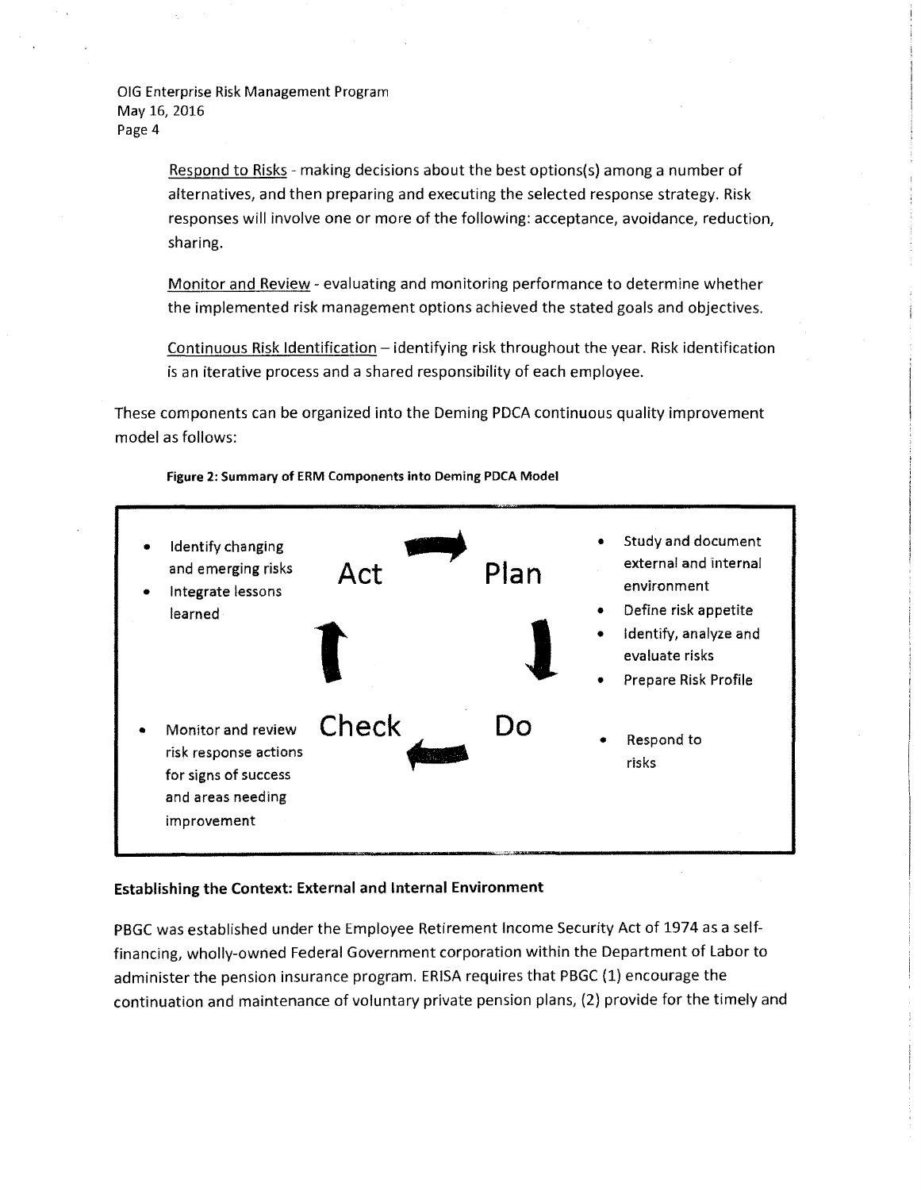Respond to Risks - making decisions about the best options(s) among a number of alternatives, and then preparing and executing the selected response strategy. Risk responses will involve one or more of the following: acceptance, avoidance, reduction, sharing.

Monitor and Review - evaluating and monitoring performance to determine whether the implemented risk management options achieved the stated goals and objectives.

Continuous Risk Identification – identifying risk throughout the year. Risk identification is an iterative process and a shared responsibility of each employee.

These components can be organized into the Deming PDCA continuous quality improvement model as follows:

**Figure 2: Summary of ERM Components into Deming PDCA Model**

| Phase | Components |
| --- | --- |
| Plan | • Study and document external and internal environment<br>• Define risk appetite<br>• Identify, analyze and evaluate risks<br>• Prepare Risk Profile |
| Do | • Respond to risks |
| Check | • Monitor and review risk response actions for signs of success and areas needing improvement |
| Act | • Identify changing and emerging risks<br>• Integrate lessons learned |

### Establishing the Context: External and Internal Environment

PBGC was established under the Employee Retirement Income Security Act of 1974 as a self-financing, wholly-owned Federal Government corporation within the Department of Labor to administer the pension insurance program. ERISA requires that PBGC (1) encourage the continuation and maintenance of voluntary private pension plans, (2) provide for the timely and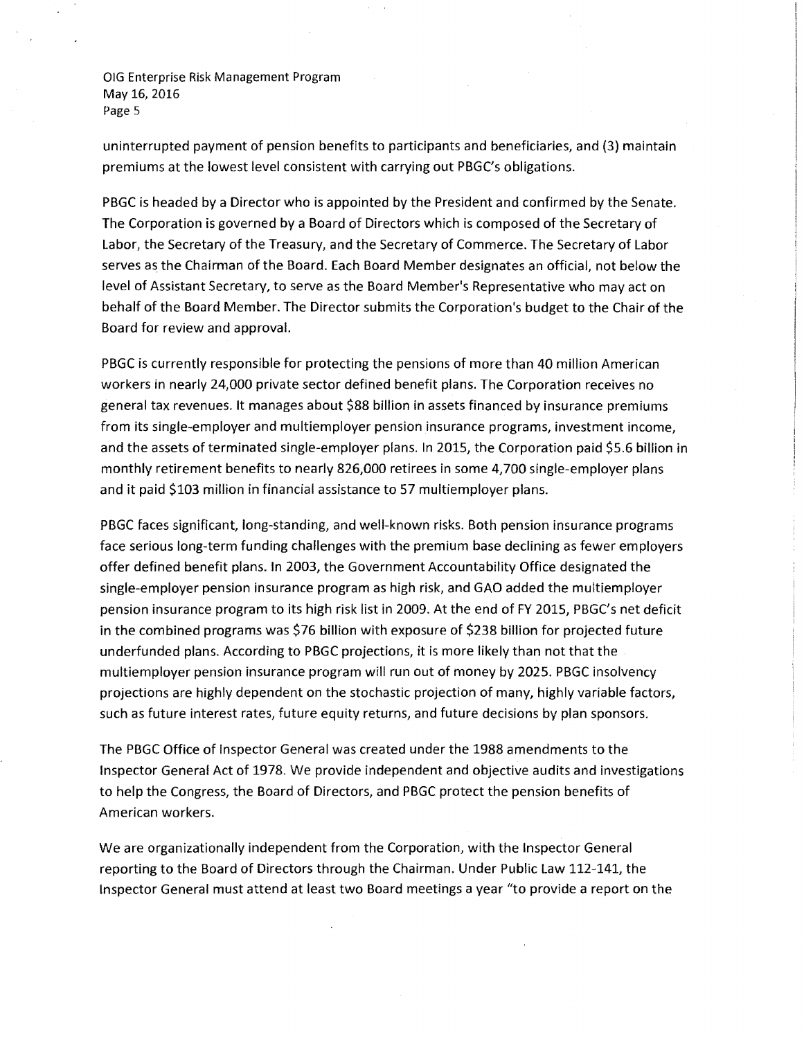uninterrupted payment of pension benefits to participants and beneficiaries, and (3) maintain premiums at the lowest level consistent with carrying out PBGC's obligations.

PBGC is headed by a Director who is appointed by the President and confirmed by the Senate. The Corporation is governed by a Board of Directors which is composed of the Secretary of Labor, the Secretary of the Treasury, and the Secretary of Commerce. The Secretary of Labor serves as the Chairman of the Board. Each Board Member designates an official, not below the level of Assistant Secretary, to serve as the Board Member's Representative who may act on behalf of the Board Member. The Director submits the Corporation's budget to the Chair of the Board for review and approval.

PBGC is currently responsible for protecting the pensions of more than 40 million American workers in nearly 24,000 private sector defined benefit plans. The Corporation receives no general tax revenues. It manages about $88 billion in assets financed by insurance premiums from its single-employer and multiemployer pension insurance programs, investment income, and the assets of terminated single-employer plans. In 2015, the Corporation paid $5.6 billion in monthly retirement benefits to nearly 826,000 retirees in some 4,700 single-employer plans and it paid $103 million in financial assistance to 57 multiemployer plans.

PBGC faces significant, long-standing, and well-known risks. Both pension insurance programs face serious long-term funding challenges with the premium base declining as fewer employers offer defined benefit plans. In 2003, the Government Accountability Office designated the single-employer pension insurance program as high risk, and GAO added the multiemployer pension insurance program to its high risk list in 2009. At the end of FY 2015, PBGC's net deficit in the combined programs was $76 billion with exposure of $238 billion for projected future underfunded plans. According to PBGC projections, it is more likely than not that the multiemployer pension insurance program will run out of money by 2025. PBGC insolvency projections are highly dependent on the stochastic projection of many, highly variable factors, such as future interest rates, future equity returns, and future decisions by plan sponsors.

The PBGC Office of Inspector General was created under the 1988 amendments to the Inspector General Act of 1978. We provide independent and objective audits and investigations to help the Congress, the Board of Directors, and PBGC protect the pension benefits of American workers.

We are organizationally independent from the Corporation, with the Inspector General reporting to the Board of Directors through the Chairman. Under Public Law 112-141, the Inspector General must attend at least two Board meetings a year "to provide a report on the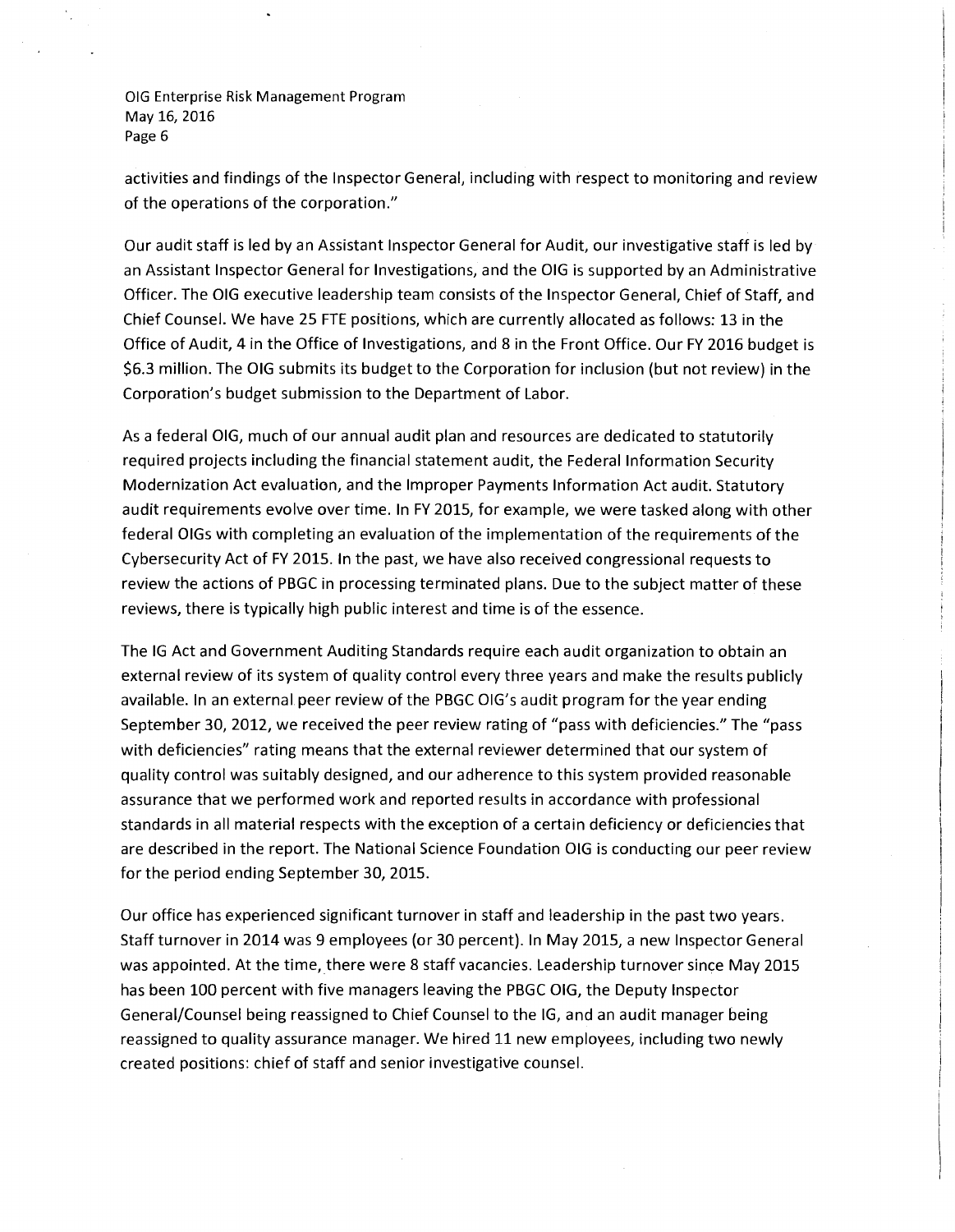activities and findings of the Inspector General, including with respect to monitoring and review of the operations of the corporation."

Our audit staff is led by an Assistant Inspector General for Audit, our investigative staff is led by an Assistant Inspector General for Investigations, and the OIG is supported by an Administrative Officer. The OIG executive leadership team consists of the Inspector General, Chief of Staff, and Chief Counsel. We have 25 FTE positions, which are currently allocated as follows: 13 in the Office of Audit, 4 in the Office of Investigations, and 8 in the Front Office. Our FY 2016 budget is $6.3 million. The OIG submits its budget to the Corporation for inclusion (but not review) in the Corporation's budget submission to the Department of Labor.

As a federal OIG, much of our annual audit plan and resources are dedicated to statutorily required projects including the financial statement audit, the Federal Information Security Modernization Act evaluation, and the Improper Payments Information Act audit. Statutory audit requirements evolve over time. In FY 2015, for example, we were tasked along with other federal OIGs with completing an evaluation of the implementation of the requirements of the Cybersecurity Act of FY 2015. In the past, we have also received congressional requests to review the actions of PBGC in processing terminated plans. Due to the subject matter of these reviews, there is typically high public interest and time is of the essence.

The IG Act and Government Auditing Standards require each audit organization to obtain an external review of its system of quality control every three years and make the results publicly available. In an external peer review of the PBGC OIG's audit program for the year ending September 30, 2012, we received the peer review rating of "pass with deficiencies." The "pass with deficiencies" rating means that the external reviewer determined that our system of quality control was suitably designed, and our adherence to this system provided reasonable assurance that we performed work and reported results in accordance with professional standards in all material respects with the exception of a certain deficiency or deficiencies that are described in the report. The National Science Foundation OIG is conducting our peer review for the period ending September 30, 2015.

Our office has experienced significant turnover in staff and leadership in the past two years. Staff turnover in 2014 was 9 employees (or 30 percent). In May 2015, a new Inspector General was appointed. At the time, there were 8 staff vacancies. Leadership turnover since May 2015 has been 100 percent with five managers leaving the PBGC OIG, the Deputy Inspector General/Counsel being reassigned to Chief Counsel to the IG, and an audit manager being reassigned to quality assurance manager. We hired 11 new employees, including two newly created positions: chief of staff and senior investigative counsel.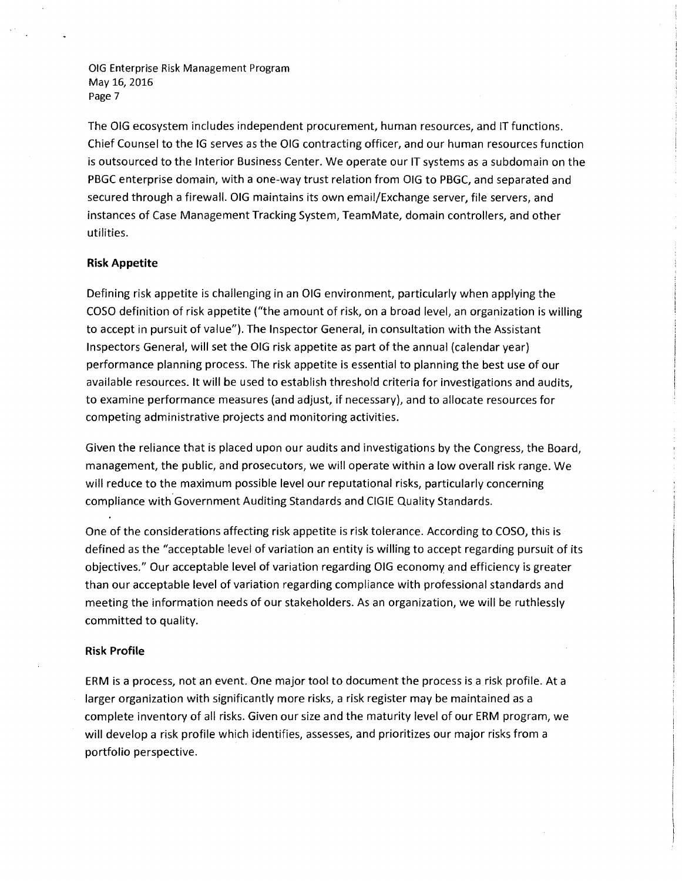The OIG ecosystem includes independent procurement, human resources, and IT functions. Chief Counsel to the IG serves as the OIG contracting officer, and our human resources function is outsourced to the Interior Business Center. We operate our IT systems as a subdomain on the PBGC enterprise domain, with a one-way trust relation from OIG to PBGC, and separated and secured through a firewall. OIG maintains its own email/Exchange server, file servers, and instances of Case Management Tracking System, TeamMate, domain controllers, and other utilities.

**Risk Appetite**

Defining risk appetite is challenging in an OIG environment, particularly when applying the COSO definition of risk appetite ("the amount of risk, on a broad level, an organization is willing to accept in pursuit of value"). The Inspector General, in consultation with the Assistant Inspectors General, will set the OIG risk appetite as part of the annual (calendar year) performance planning process. The risk appetite is essential to planning the best use of our available resources. It will be used to establish threshold criteria for investigations and audits, to examine performance measures (and adjust, if necessary), and to allocate resources for competing administrative projects and monitoring activities.

Given the reliance that is placed upon our audits and investigations by the Congress, the Board, management, the public, and prosecutors, we will operate within a low overall risk range. We will reduce to the maximum possible level our reputational risks, particularly concerning compliance with Government Auditing Standards and CIGIE Quality Standards.

One of the considerations affecting risk appetite is risk tolerance. According to COSO, this is defined as the "acceptable level of variation an entity is willing to accept regarding pursuit of its objectives." Our acceptable level of variation regarding OIG economy and efficiency is greater than our acceptable level of variation regarding compliance with professional standards and meeting the information needs of our stakeholders. As an organization, we will be ruthlessly committed to quality.

**Risk Profile**

ERM is a process, not an event. One major tool to document the process is a risk profile. At a larger organization with significantly more risks, a risk register may be maintained as a complete inventory of all risks. Given our size and the maturity level of our ERM program, we will develop a risk profile which identifies, assesses, and prioritizes our major risks from a portfolio perspective.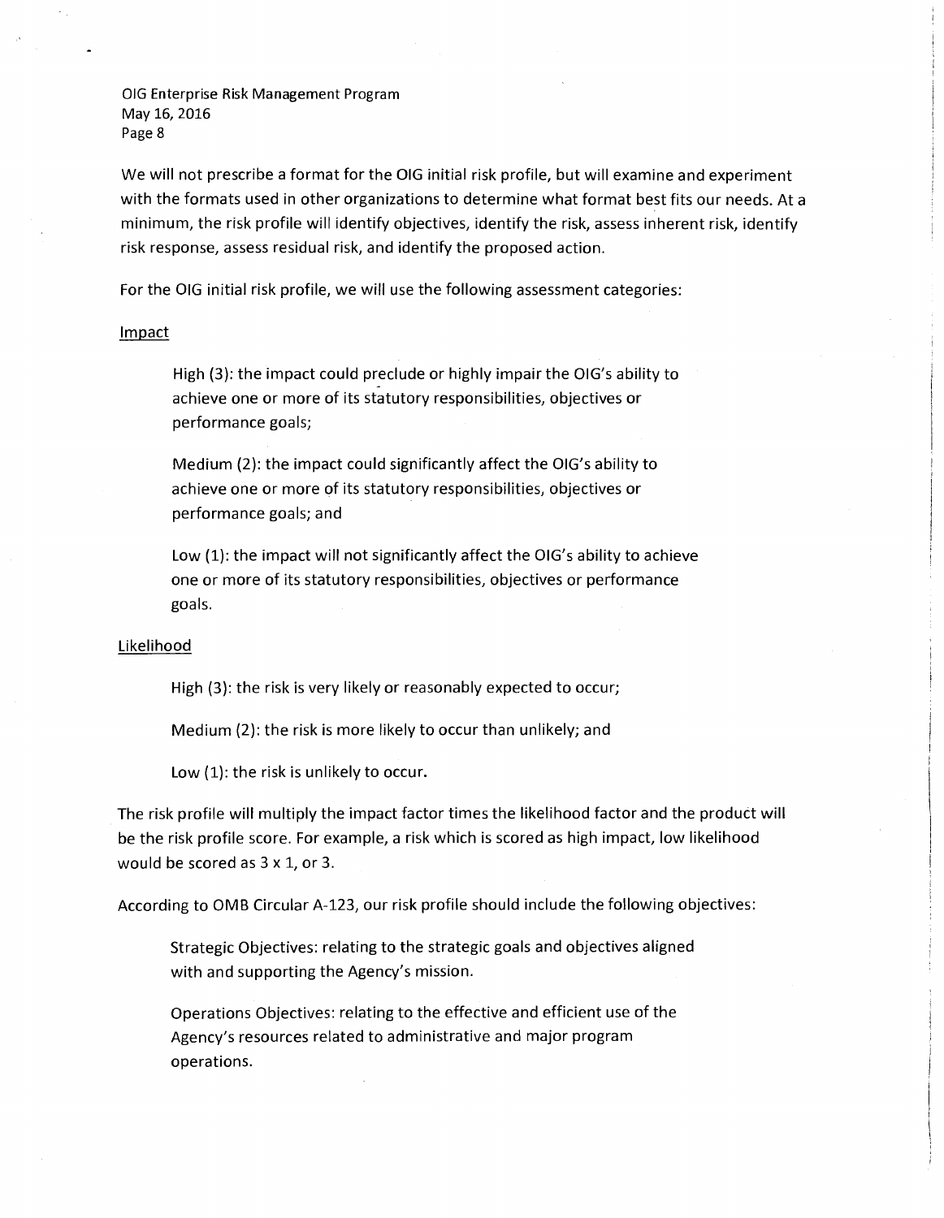We will not prescribe a format for the OIG initial risk profile, but will examine and experiment with the formats used in other organizations to determine what format best fits our needs. At a minimum, the risk profile will identify objectives, identify the risk, assess inherent risk, identify risk response, assess residual risk, and identify the proposed action.

For the OIG initial risk profile, we will use the following assessment categories:

Impact

> High (3): the impact could preclude or highly impair the OIG's ability to achieve one or more of its statutory responsibilities, objectives or performance goals;
>
> Medium (2): the impact could significantly affect the OIG's ability to achieve one or more of its statutory responsibilities, objectives or performance goals; and
>
> Low (1): the impact will not significantly affect the OIG's ability to achieve one or more of its statutory responsibilities, objectives or performance goals.

Likelihood

> High (3): the risk is very likely or reasonably expected to occur;
>
> Medium (2): the risk is more likely to occur than unlikely; and
>
> Low (1): the risk is unlikely to occur.

The risk profile will multiply the impact factor times the likelihood factor and the product will be the risk profile score. For example, a risk which is scored as high impact, low likelihood would be scored as 3 x 1, or 3.

According to OMB Circular A-123, our risk profile should include the following objectives:

> Strategic Objectives: relating to the strategic goals and objectives aligned with and supporting the Agency's mission.
>
> Operations Objectives: relating to the effective and efficient use of the Agency's resources related to administrative and major program operations.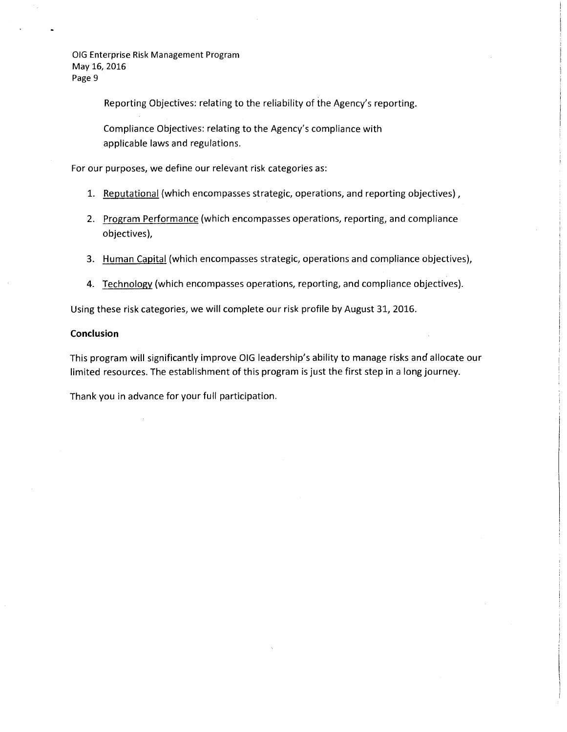Reporting Objectives: relating to the reliability of the Agency's reporting.

Compliance Objectives: relating to the Agency's compliance with applicable laws and regulations.

For our purposes, we define our relevant risk categories as:

1. Reputational (which encompasses strategic, operations, and reporting objectives) ,
2. Program Performance (which encompasses operations, reporting, and compliance objectives),
3. Human Capital (which encompasses strategic, operations and compliance objectives),
4. Technology (which encompasses operations, reporting, and compliance objectives).

Using these risk categories, we will complete our risk profile by August 31, 2016.

**Conclusion**

This program will significantly improve OIG leadership's ability to manage risks and allocate our limited resources. The establishment of this program is just the first step in a long journey.

Thank you in advance for your full participation.